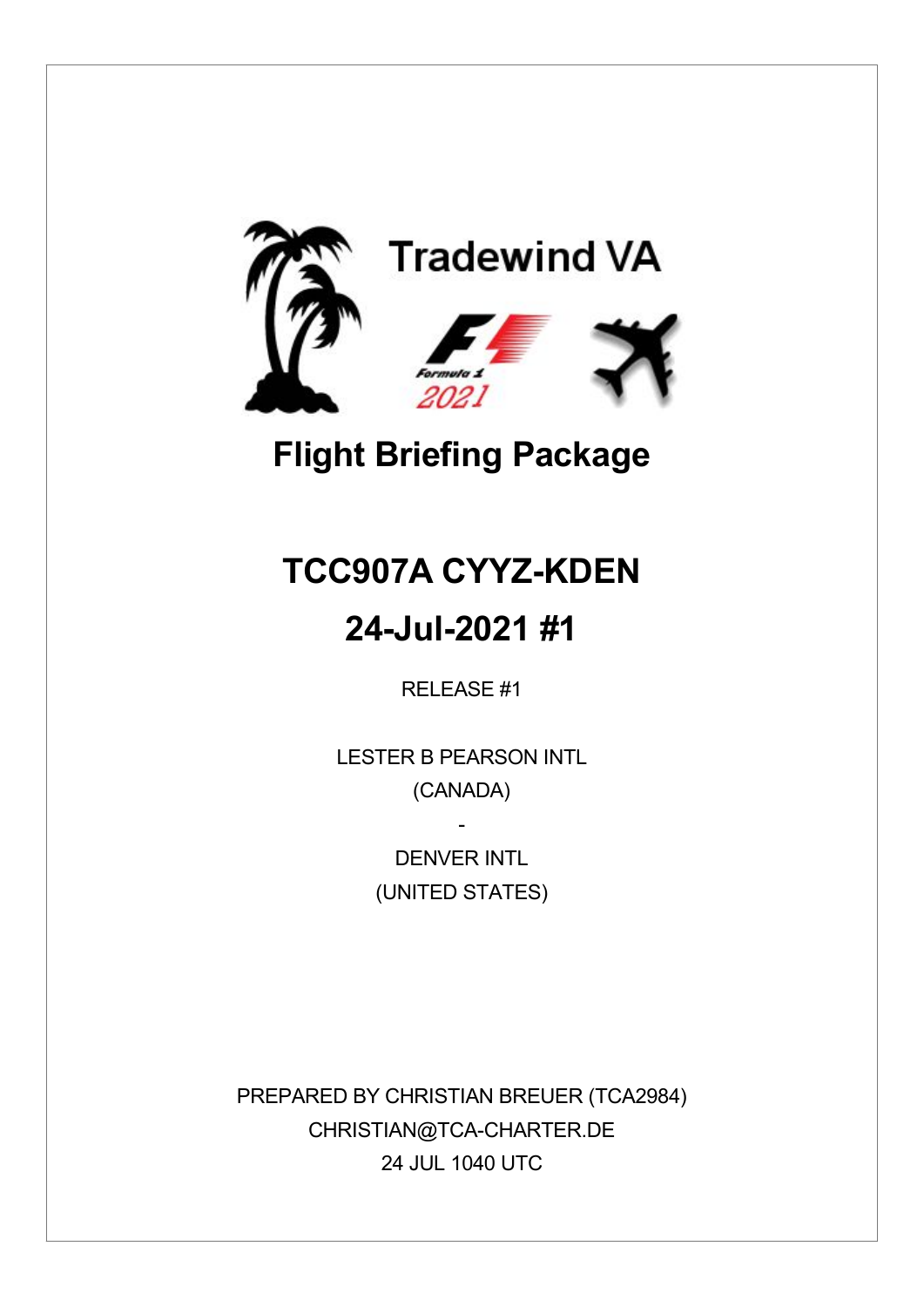Tradewind VA

# Flight Briefing Package

# TCC907A CYYZ-KDEN

# 24-Jul-2021 #1

RELEASE #1

LESTER B PEARSON INTL

(CANADA)

-

DENVER INTL

(UNITED STATES)

PREPARED BY CHRISTIAN BREUER (TCA2984)

CHRISTIAN@TCA-CHARTER.DE

24 JUL 1040 UTC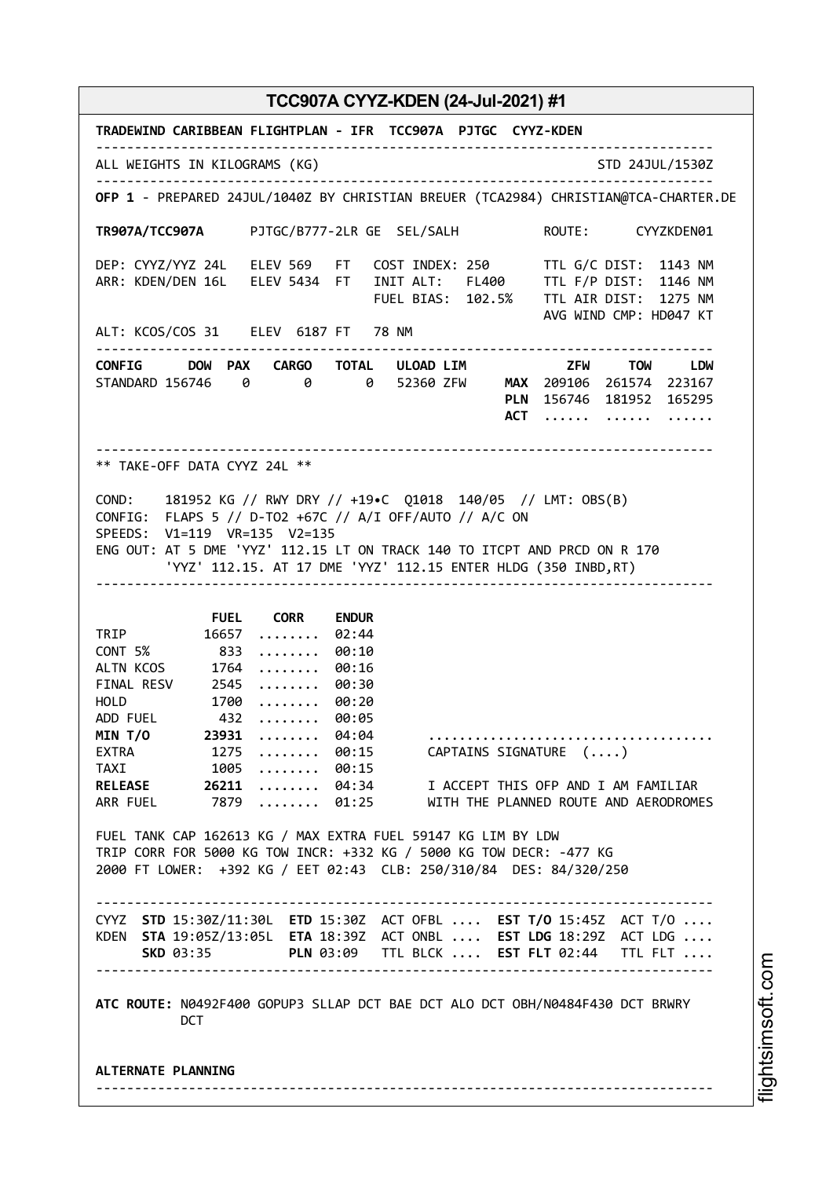## TCC907A CYYZ-KDEN (24-Jul-2021) #1

**TRADEWIND CARIBBEAN FLIGHTPLAN - IFR TCC907A PJTGC CYYZ-KDEN**

```
--------------------------------------------------------------------------------
ALL WEIGHTS IN KILOGRAMS (KG)                                    STD 24JUL/1530Z
--------------------------------------------------------------------------------
OFP 1 - PREPARED 24JUL/1040Z BY CHRISTIAN BREUER (TCA2984) CHRISTIAN@TCA-CHARTER.DE

TR907A/TCC907A      PJTGC/B777-2LR GE  SEL/SALH          ROUTE:      CYYZKDEN01

DEP: CYYZ/YYZ 24L   ELEV 569   FT   COST INDEX: 250      TTL G/C DIST:  1143 NM
ARR: KDEN/DEN 16L   ELEV 5434  FT   INIT ALT:   FL400    TTL F/P DIST:  1146 NM
                                    FUEL BIAS:  102.5%   TTL AIR DIST:  1275 NM
                                                         AVG WIND CMP: HD047 KT
ALT: KCOS/COS 31    ELEV  6187 FT   78 NM
--------------------------------------------------------------------------------
CONFIG      DOW  PAX   CARGO   TOTAL   ULOAD LIM           ZFW     TOW     LDW
STANDARD 156746    0       0       0   52360 ZFW     MAX  209106  261574  223167
                                                     PLN  156746  181952  165295
                                                     ACT  ......  ......  ......

--------------------------------------------------------------------------------
** TAKE-OFF DATA CYYZ 24L **

COND:   181952 KG // RWY DRY // +19•C  Q1018  140/05  // LMT: OBS(B)
CONFIG:  FLAPS 5 // D-TO2 +67C // A/I OFF/AUTO // A/C ON
SPEEDS:  V1=119  VR=135  V2=135
ENG OUT: AT 5 DME 'YYZ' 112.15 LT ON TRACK 140 TO ITCPT AND PRCD ON R 170
         'YYZ' 112.15. AT 17 DME 'YYZ' 112.15 ENTER HLDG (350 INBD,RT)
--------------------------------------------------------------------------------

               FUEL    CORR    ENDUR
TRIP          16657  ........  02:44
CONT 5%         833  ........  00:10
ALTN KCOS      1764  ........  00:16
FINAL RESV     2545  ........  00:30
HOLD           1700  ........  00:20
ADD FUEL        432  ........  00:05
MIN T/O       23931  ........  04:04      ....................................
EXTRA          1275  ........  00:15      CAPTAINS SIGNATURE  (....)
TAXI           1005  ........  00:15
RELEASE       26211  ........  04:34      I ACCEPT THIS OFP AND I AM FAMILIAR
ARR FUEL       7879  ........  01:25      WITH THE PLANNED ROUTE AND AERODROMES

FUEL TANK CAP 162613 KG / MAX EXTRA FUEL 59147 KG LIM BY LDW
TRIP CORR FOR 5000 KG TOW INCR: +332 KG / 5000 KG TOW DECR: -477 KG
2000 FT LOWER:  +392 KG / EET 02:43  CLB: 250/310/84  DES: 84/320/250

--------------------------------------------------------------------------------
CYYZ  STD 15:30Z/11:30L  ETD 15:30Z  ACT OFBL ....  EST T/O 15:45Z  ACT T/O ....
KDEN  STA 19:05Z/13:05L  ETA 18:39Z  ACT ONBL ....  EST LDG 18:29Z  ACT LDG ....
      SKD 03:35          PLN 03:09   TTL BLCK ....  EST FLT 02:44   TTL FLT ....
--------------------------------------------------------------------------------

ATC ROUTE: N0492F400 GOPUP3 SLLAP DCT BAE DCT ALO DCT OBH/N0484F430 DCT BRWRY
          DCT


ALTERNATE PLANNING
--------------------------------------------------------------------------------
```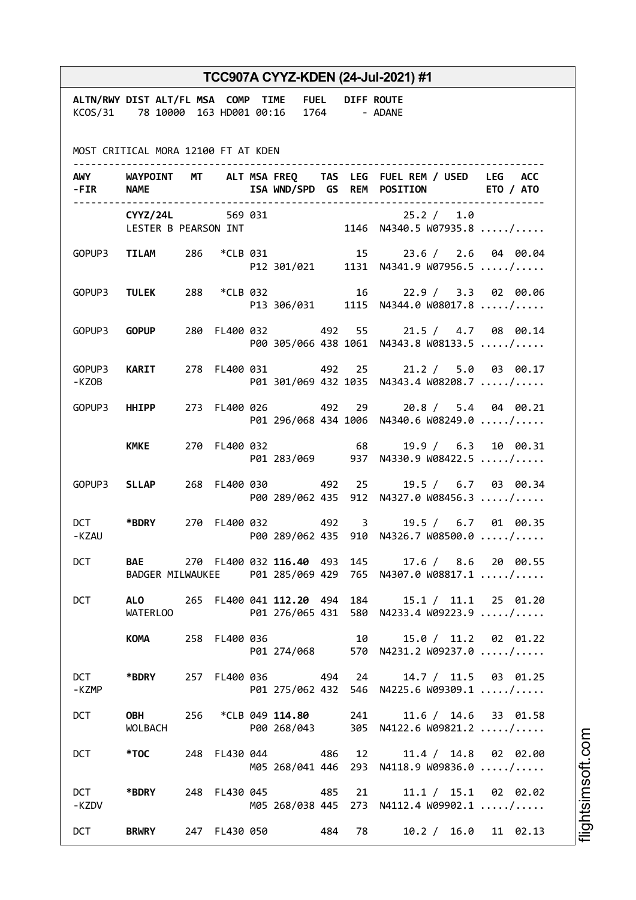# TCC907A CYYZ-KDEN (24-Jul-2021) #1

```
ALTN/RWY DIST ALT/FL MSA  COMP  TIME   FUEL   DIFF ROUTE
KCOS/31    78 10000  163 HD001 00:16   1764      - ADANE


MOST CRITICAL MORA 12100 FT AT KDEN

-----------------------------------------------------------------------------
AWY     WAYPOINT  MT    ALT MSA FREQ   TAS  LEG  FUEL REM / USED  LEG  ACC
-FIR    NAME                ISA WND/SPD GS  REM  POSITION         ETO / ATO
-----------------------------------------------------------------------------
        CYYZ/24L        569 031                       25.2 /  1.0
        LESTER B PEARSON INT               1146  N4340.5 W07935.8 ...../.....

GOPUP3  TILAM     286   *CLB 031              15     23.6 /  2.6  04 00.04
                            P12 301/021     1131  N4341.9 W07956.5 ...../.....

GOPUP3  TULEK     288   *CLB 032              16     22.9 /  3.3  02 00.06
                            P13 306/031     1115  N4344.0 W08017.8 ...../.....

GOPUP3  GOPUP     280  FL400 032       492   55     21.5 /  4.7  08 00.14
                            P00 305/066 438 1061  N4343.8 W08133.5 ...../.....

GOPUP3  KARIT     278  FL400 031       492   25     21.2 /  5.0  03 00.17
-KZOB                       P01 301/069 432 1035  N4343.4 W08208.7 ...../.....

GOPUP3  HHIPP     273  FL400 026       492   29     20.8 /  5.4  04 00.21
                            P01 296/068 434 1006  N4340.6 W08249.0 ...../.....

        KMKE      270  FL400 032              68     19.9 /  6.3  10 00.31
                            P01 283/069      937  N4330.9 W08422.5 ...../.....

GOPUP3  SLLAP     268  FL400 030       492   25     19.5 /  6.7  03 00.34
                            P00 289/062 435  912  N4327.0 W08456.3 ...../.....

DCT     *BDRY     270  FL400 032       492    3     19.5 /  6.7  01 00.35
-KZAU                       P00 289/062 435  910  N4326.7 W08500.0 ...../.....

DCT     BAE       270  FL400 032 116.40 493  145     17.6 /  8.6  20 00.55
        BADGER MILWAUKEE    P01 285/069 429  765  N4307.0 W08817.1 ...../.....

DCT     ALO       265  FL400 041 112.20 494  184     15.1 / 11.1  25 01.20
        WATERLOO            P01 276/065 431  580  N4233.4 W09223.9 ...../.....

        KOMA      258  FL400 036              10     15.0 / 11.2  02 01.22
                            P01 274/068      570  N4231.2 W09237.0 ...../.....

DCT     *BDRY     257  FL400 036       494   24     14.7 / 11.5  03 01.25
-KZMP                       P01 275/062 432  546  N4225.6 W09309.1 ...../.....

DCT     OBH       256   *CLB 049 114.80      241     11.6 / 14.6  33 01.58
        WOLBACH             P00 268/043      305  N4122.6 W09821.2 ...../.....

DCT     *TOC      248  FL430 044       486   12     11.4 / 14.8  02 02.00
                            M05 268/041 446  293  N4118.9 W09836.0 ...../.....

DCT     *BDRY     248  FL430 045       485   21     11.1 / 15.1  02 02.02
-KZDV                       M05 268/038 445  273  N4112.4 W09902.1 ...../.....

DCT     BRWRY     247  FL430 050       484   78     10.2 / 16.0  11 02.13
```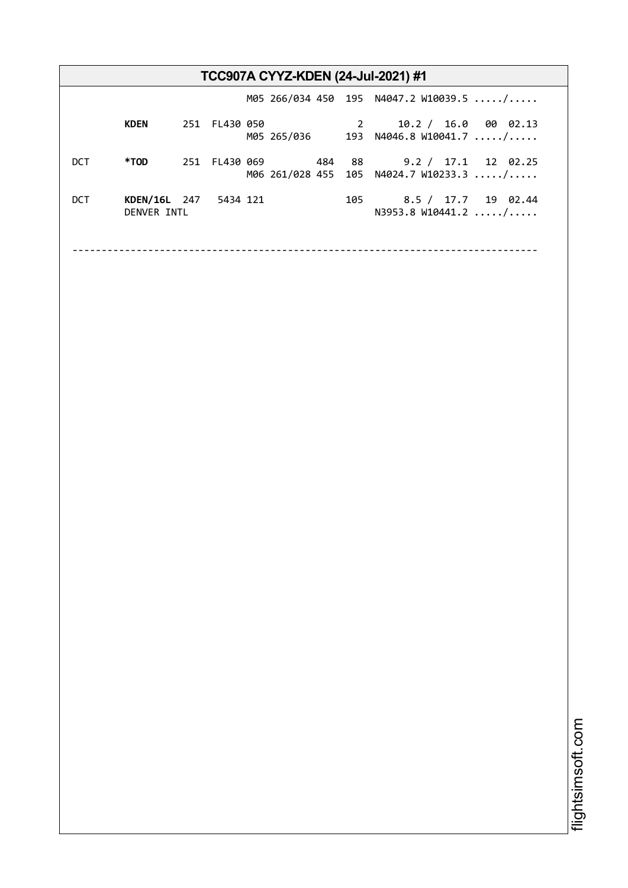# TCC907A CYYZ-KDEN (24-Jul-2021) #1

```
                             M05 266/034 450  195  N4047.2 W10039.5 ...../.....

        KDEN      251  FL430 050              2      10.2 /  16.0  00  02.13
                             M05 265/036      193  N4046.8 W10041.7 ...../.....

DCT     *TOD      251  FL430 069        484   88      9.2 /  17.1  12  02.25
                             M06 261/028 455  105  N4024.7 W10233.3 ...../.....

DCT     KDEN/16L  247   5434 121              105     8.5 /  17.7  19  02.44
        DENVER INTL                                N3953.8 W10441.2 ...../.....

--------------------------------------------------------------------------------
```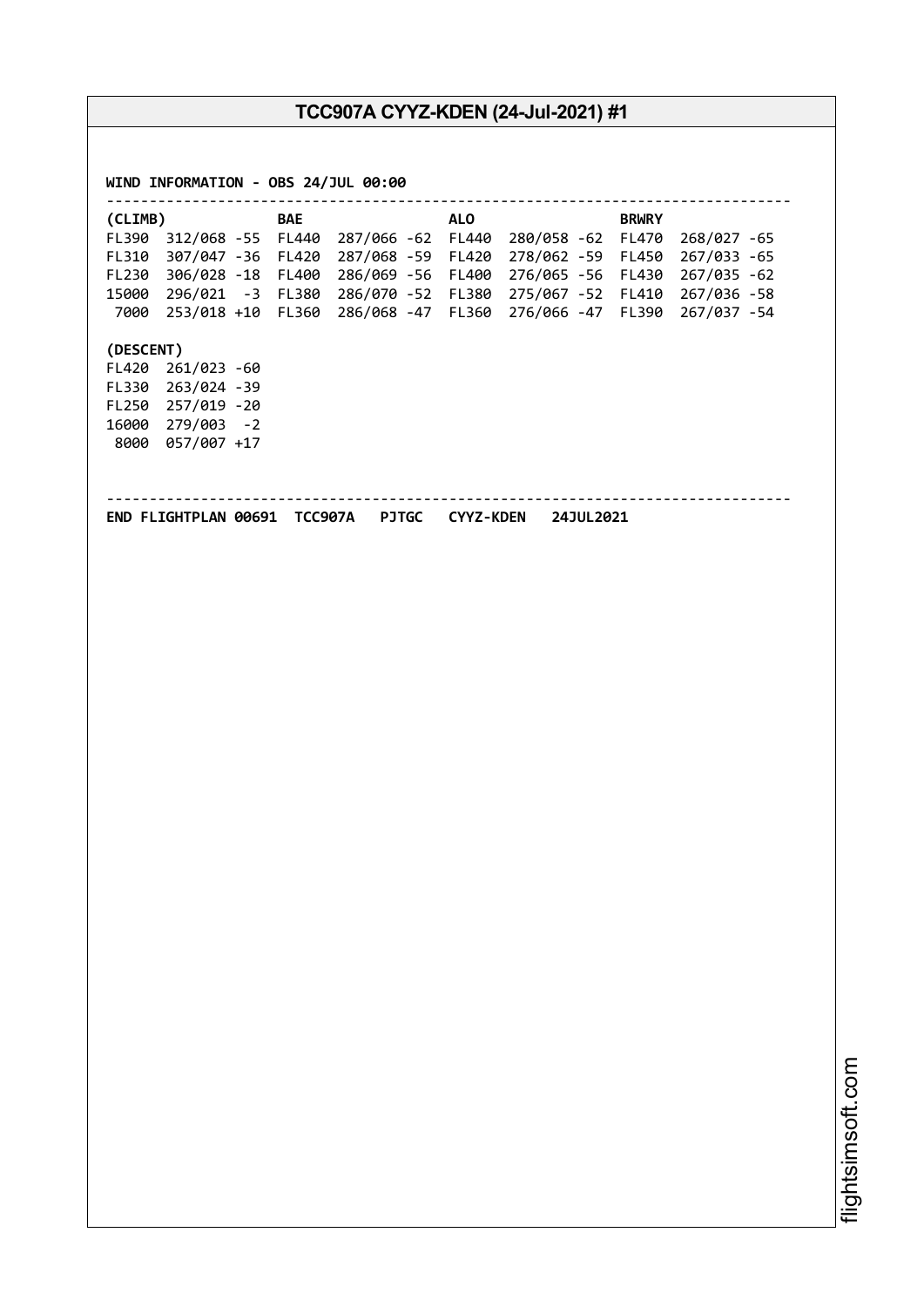## TCC907A CYYZ-KDEN (24-Jul-2021) #1

```
WIND INFORMATION - OBS 24/JUL 00:00
--------------------------------------------------------------------------------
(CLIMB)            BAE                ALO                BRWRY
FL390  312/068 -55  FL440  287/066 -62  FL440  280/058 -62  FL470  268/027 -65
FL310  307/047 -36  FL420  287/068 -59  FL420  278/062 -59  FL450  267/033 -65
FL230  306/028 -18  FL400  286/069 -56  FL400  276/065 -56  FL430  267/035 -62
15000  296/021  -3  FL380  286/070 -52  FL380  275/067 -52  FL410  267/036 -58
 7000  253/018 +10  FL360  286/068 -47  FL360  276/066 -47  FL390  267/037 -54

(DESCENT)
FL420  261/023 -60
FL330  263/024 -39
FL250  257/019 -20
16000  279/003  -2
 8000  057/007 +17


--------------------------------------------------------------------------------
END FLIGHTPLAN 00691  TCC907A   PJTGC   CYYZ-KDEN   24JUL2021
```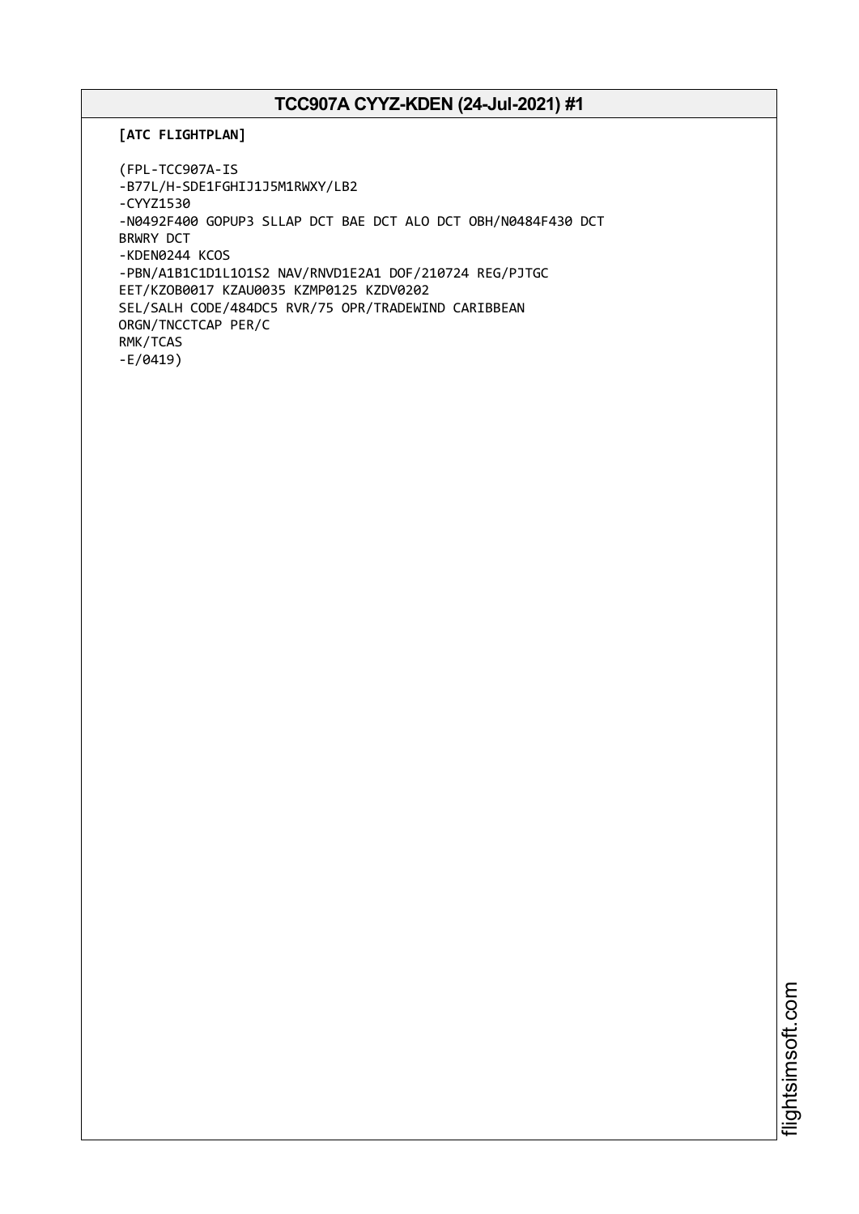# TCC907A CYYZ-KDEN (24-Jul-2021) #1

**[ATC FLIGHTPLAN]**

```
(FPL-TCC907A-IS
-B77L/H-SDE1FGHIJ1J5M1RWXY/LB2
-CYYZ1530
-N0492F400 GOPUP3 SLLAP DCT BAE DCT ALO DCT OBH/N0484F430 DCT
BRWRY DCT
-KDEN0244 KCOS
-PBN/A1B1C1D1L1O1S2 NAV/RNVD1E2A1 DOF/210724 REG/PJTGC
EET/KZOB0017 KZAU0035 KZMP0125 KZDV0202
SEL/SALH CODE/484DC5 RVR/75 OPR/TRADEWIND CARIBBEAN
ORGN/TNCCTCAP PER/C
RMK/TCAS
-E/0419)
```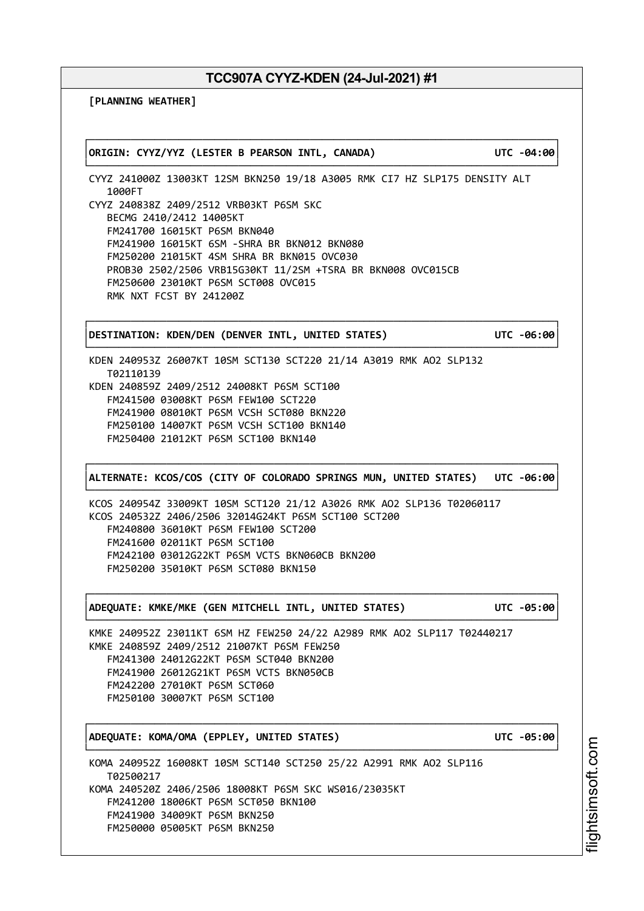**[PLANNING WEATHER]**

**ORIGIN: CYYZ/YYZ (LESTER B PEARSON INTL, CANADA) UTC -04:00**

```
CYYZ 241000Z 13003KT 12SM BKN250 19/18 A3005 RMK CI7 HZ SLP175 DENSITY ALT
   1000FT
CYYZ 240838Z 2409/2512 VRB03KT P6SM SKC
   BECMG 2410/2412 14005KT
   FM241700 16015KT P6SM BKN040
   FM241900 16015KT 6SM -SHRA BR BKN012 BKN080
   FM250200 21015KT 4SM SHRA BR BKN015 OVC030
   PROB30 2502/2506 VRB15G30KT 11/2SM +TSRA BR BKN008 OVC015CB
   FM250600 23010KT P6SM SCT008 OVC015
   RMK NXT FCST BY 241200Z
```

**DESTINATION: KDEN/DEN (DENVER INTL, UNITED STATES) UTC -06:00**

```
KDEN 240953Z 26007KT 10SM SCT130 SCT220 21/14 A3019 RMK AO2 SLP132
   T02110139
KDEN 240859Z 2409/2512 24008KT P6SM SCT100
   FM241500 03008KT P6SM FEW100 SCT220
   FM241900 08010KT P6SM VCSH SCT080 BKN220
   FM250100 14007KT P6SM VCSH SCT100 BKN140
   FM250400 21012KT P6SM SCT100 BKN140
```

**ALTERNATE: KCOS/COS (CITY OF COLORADO SPRINGS MUN, UNITED STATES) UTC -06:00**

```
KCOS 240954Z 33009KT 10SM SCT120 21/12 A3026 RMK AO2 SLP136 T02060117
KCOS 240532Z 2406/2506 32014G24KT P6SM SCT100 SCT200
   FM240800 36010KT P6SM FEW100 SCT200
   FM241600 02011KT P6SM SCT100
   FM242100 03012G22KT P6SM VCTS BKN060CB BKN200
   FM250200 35010KT P6SM SCT080 BKN150
```

**ADEQUATE: KMKE/MKE (GEN MITCHELL INTL, UNITED STATES) UTC -05:00**

```
KMKE 240952Z 23011KT 6SM HZ FEW250 24/22 A2989 RMK AO2 SLP117 T02440217
KMKE 240859Z 2409/2512 21007KT P6SM FEW250
   FM241300 24012G22KT P6SM SCT040 BKN200
   FM241900 26012G21KT P6SM VCTS BKN050CB
   FM242200 27010KT P6SM SCT060
   FM250100 30007KT P6SM SCT100
```

**ADEQUATE: KOMA/OMA (EPPLEY, UNITED STATES) UTC -05:00**

```
KOMA 240952Z 16008KT 10SM SCT140 SCT250 25/22 A2991 RMK AO2 SLP116
   T02500217
KOMA 240520Z 2406/2506 18008KT P6SM SKC WS016/23035KT
   FM241200 18006KT P6SM SCT050 BKN100
   FM241900 34009KT P6SM BKN250
   FM250000 05005KT P6SM BKN250
```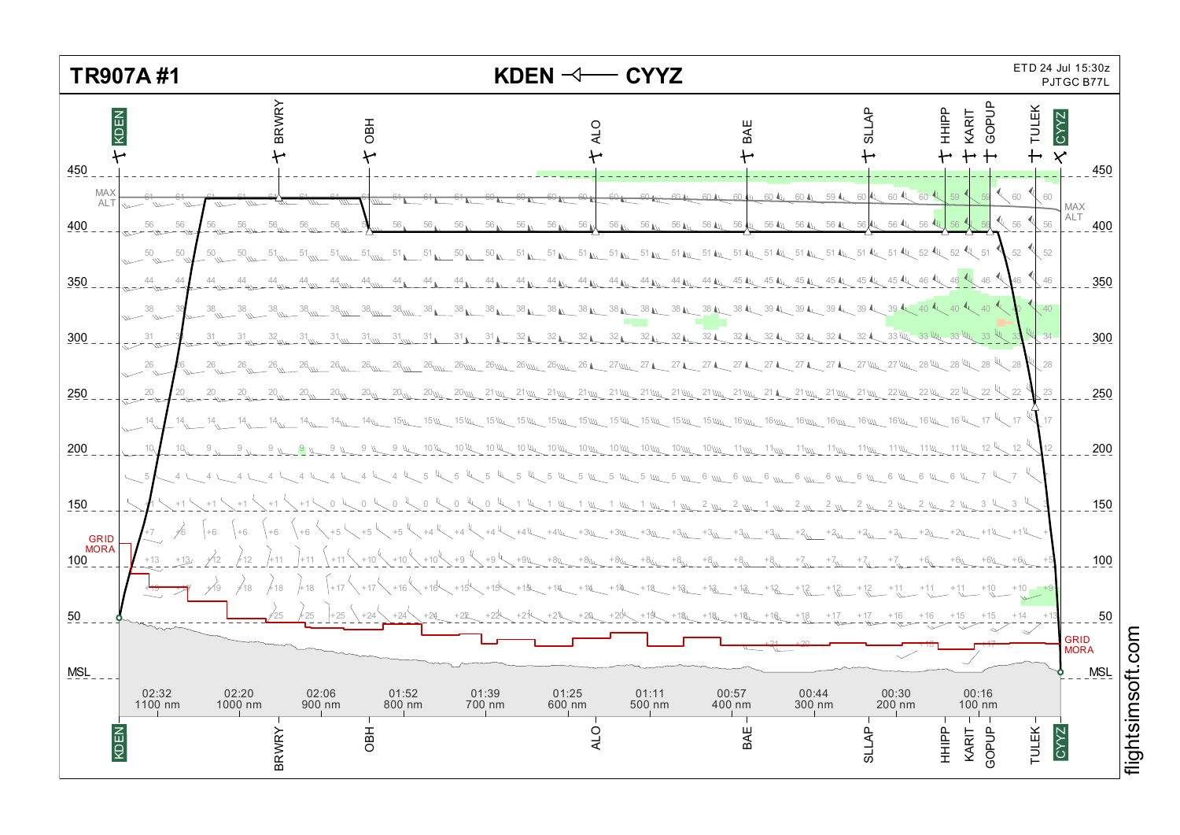# TR907A #1

**KDEN ◁—— CYYZ**

ETD 24 Jul 15:30z
PJTGC B77L

Waypoints: KDEN, BRWRY, OBH, ALO, BAE, SLLAP, HHIPP, KARIT, GOPUP, TULEK, CYYZ

Altitude scale (FL): 450, 400, 350, 300, 250, 200, 150, 100, 50, MSL

MAX ALT

GRID MORA

| Time | Distance |
|---|---|
| 02:32 | 1100 nm |
| 02:20 | 1000 nm |
| 02:06 | 900 nm |
| 01:52 | 800 nm |
| 01:39 | 700 nm |
| 01:25 | 600 nm |
| 01:11 | 500 nm |
| 00:57 | 400 nm |
| 00:44 | 300 nm |
| 00:30 | 200 nm |
| 00:16 | 100 nm |

flightsimsoft.com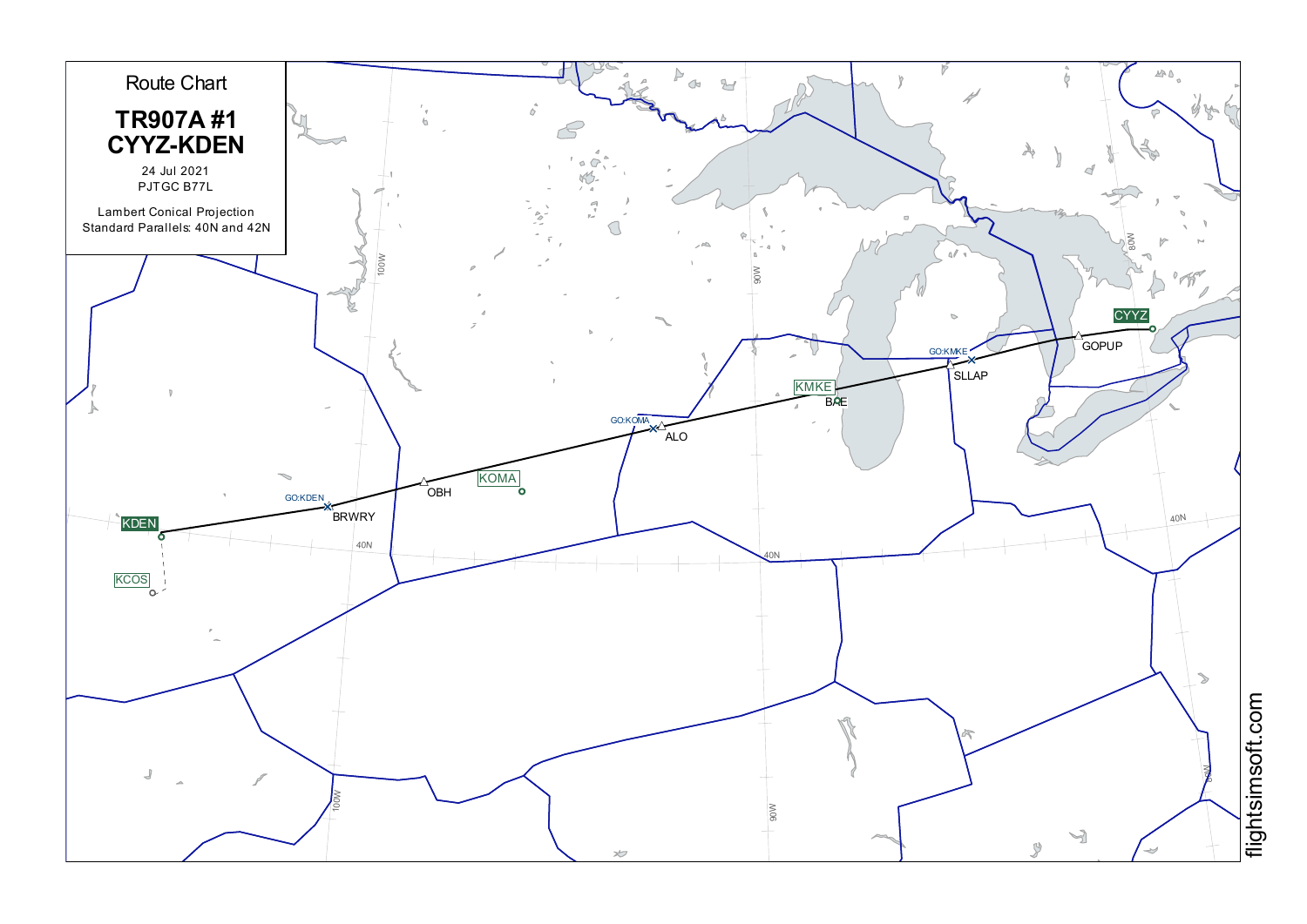# Route Chart

## TR907A #1
## CYYZ-KDEN

24 Jul 2021

PJTGC B77L

Lambert Conical Projection

Standard Parallels: 40N and 42N

CYYZ

GOPUP

GO:KMKE

SLLAP

KMKE

BAE

GO:KOMA

ALO

KOMA

OBH

GO:KDEN

BRWRY

KDEN

KCOS

100W

90W

80W

40N

flightsimsoft.com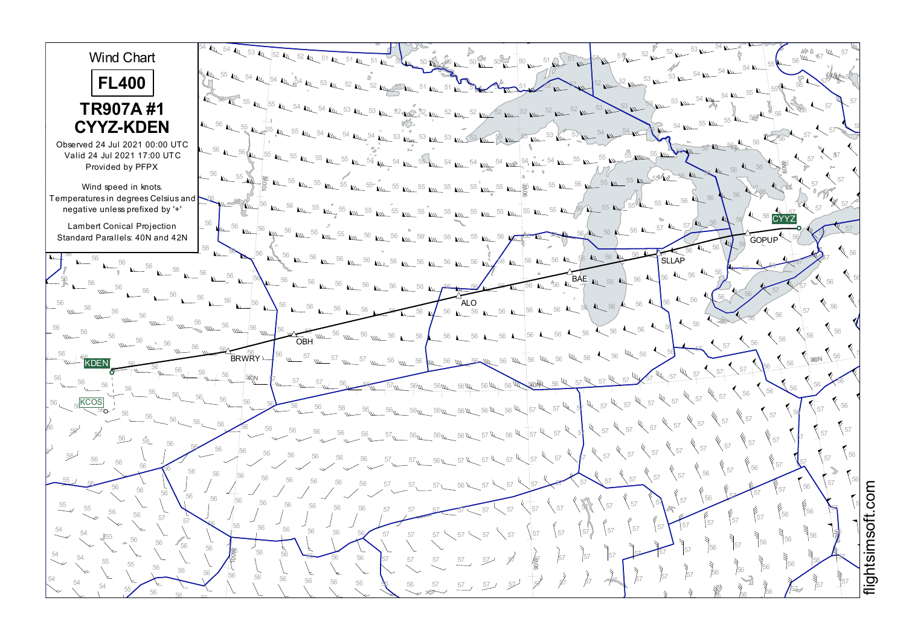# Wind Chart

## FL400

## TR907A #1
## CYYZ-KDEN

Observed 24 Jul 2021 00:00 UTC
Valid 24 Jul 2021 17:00 UTC
Provided by PFPX

Wind speed in knots.
Temperatures in degrees Celsius and negative unless prefixed by '+'

Lambert Conical Projection
Standard Parallels: 40N and 42N

CYYZ GOPUP SLLAP BAE ALO OBH BRWRY KDEN KCOS

flightsimsoft.com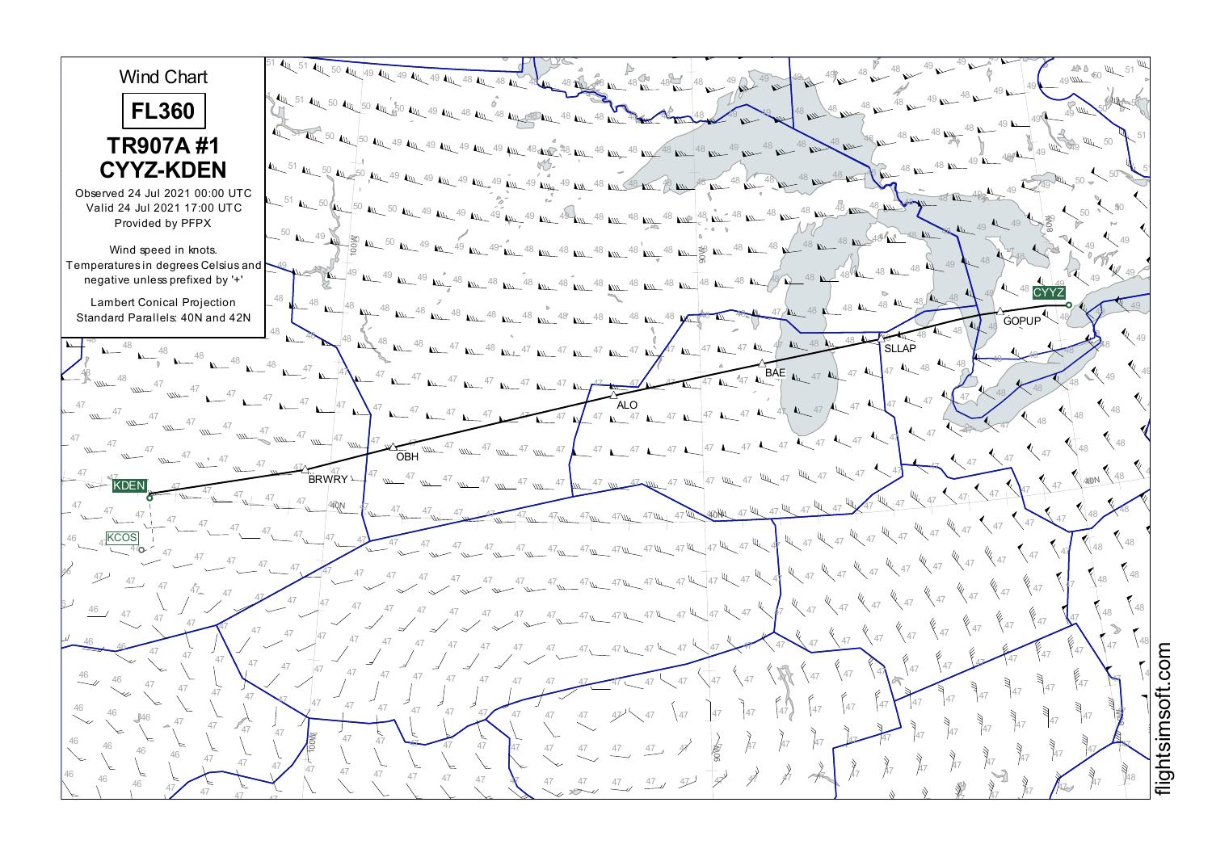# Wind Chart

## FL360

## TR907A #1
## CYYZ-KDEN

Observed 24 Jul 2021 00:00 UTC
Valid 24 Jul 2021 17:00 UTC
Provided by PFPX

Wind speed in knots.
Temperatures in degrees Celsius and negative unless prefixed by '+'

Lambert Conical Projection
Standard Parallels: 40N and 42N

CYYZ GOPUP SLLAP BAE ALO OBH BRWRY KDEN KCOS

flightsimsoft.com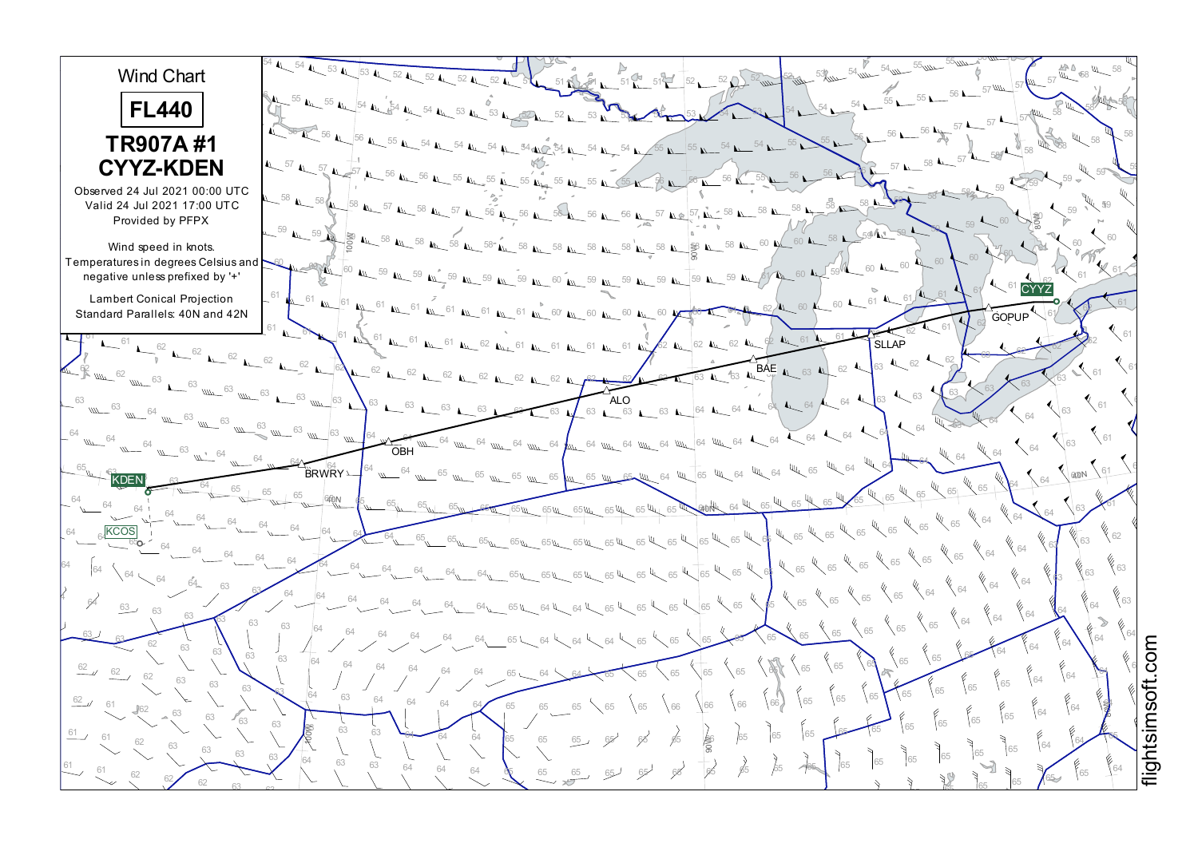# Wind Chart

## FL440

### TR907A #1
### CYYZ-KDEN

Observed 24 Jul 2021 00:00 UTC
Valid 24 Jul 2021 17:00 UTC
Provided by PFPX

Wind speed in knots.
Temperatures in degrees Celsius and negative unless prefixed by '+'

Lambert Conical Projection
Standard Parallels: 40N and 42N

CYYZ
GOPUP
SLLAP
BAE
ALO
OBH
BRWRY
KDEN
KCOS

flightsimsoft.com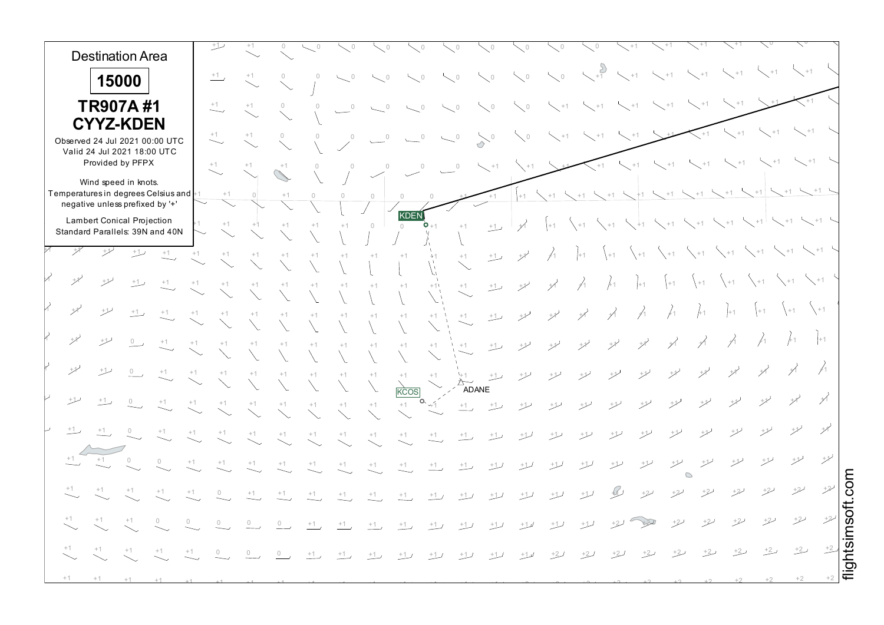Destination Area

**15000**

**TR907A #1**
**CYYZ-KDEN**

Observed 24 Jul 2021 00:00 UTC
Valid 24 Jul 2021 18:00 UTC
Provided by PFPX

Wind speed in knots.
Temperatures in degrees Celsius and negative unless prefixed by '+'

Lambert Conical Projection
Standard Parallels: 39N and 40N

KDEN

KCOS

ADANE

flightsimsoft.com